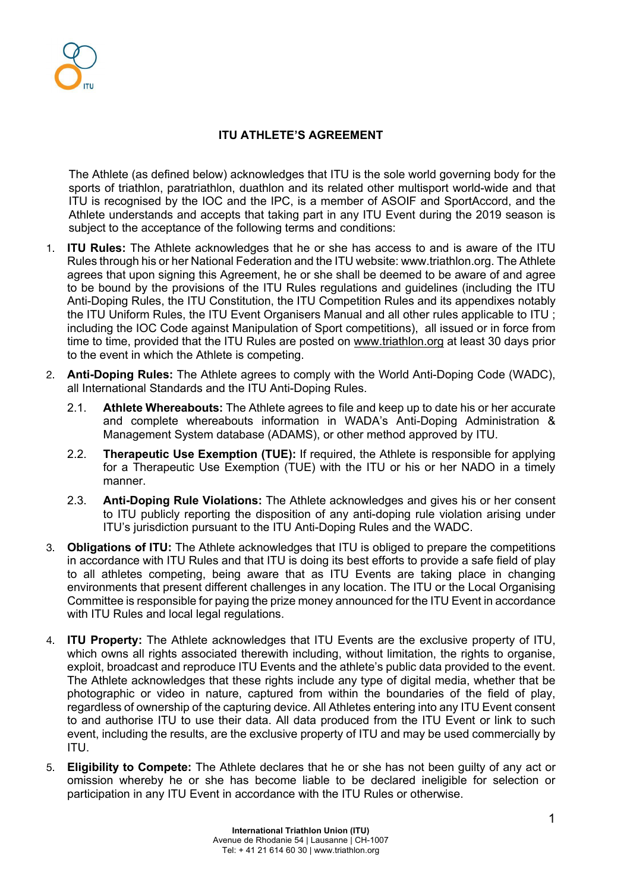# ITU ATHLETE'S AGREEMENT

The Athlete (as defined below) acknowledges that ITU is the sole world governing body for the sports of triathlon, paratriathlon, duathlon and its related other multisport world-wide and that ITU is recognised by the IOC and the IPC, is a member of ASOIF and SportAccord, and the Athlete understands and accepts that taking part in any ITU Event during the 2019 season is subject to the acceptance of the following terms and conditions:

1. **ITU Rules:** The Athlete acknowledges that he or she has access to and is aware of the ITU Rules through his or her National Federation and the ITU website: www.triathlon.org. The Athlete agrees that upon signing this Agreement, he or she shall be deemed to be aware of and agree to be bound by the provisions of the ITU Rules regulations and guidelines (including the ITU Anti-Doping Rules, the ITU Constitution, the ITU Competition Rules and its appendixes notably the ITU Uniform Rules, the ITU Event Organisers Manual and all other rules applicable to ITU ; including the IOC Code against Manipulation of Sport competitions), all issued or in force from time to time, provided that the ITU Rules are posted on www.triathlon.org at least 30 days prior to the event in which the Athlete is competing.

2. **Anti-Doping Rules:** The Athlete agrees to comply with the World Anti-Doping Code (WADC), all International Standards and the ITU Anti-Doping Rules.

   2.1. **Athlete Whereabouts:** The Athlete agrees to file and keep up to date his or her accurate and complete whereabouts information in WADA's Anti-Doping Administration & Management System database (ADAMS), or other method approved by ITU.

   2.2. **Therapeutic Use Exemption (TUE):** If required, the Athlete is responsible for applying for a Therapeutic Use Exemption (TUE) with the ITU or his or her NADO in a timely manner.

   2.3. **Anti-Doping Rule Violations:** The Athlete acknowledges and gives his or her consent to ITU publicly reporting the disposition of any anti-doping rule violation arising under ITU's jurisdiction pursuant to the ITU Anti-Doping Rules and the WADC.

3. **Obligations of ITU:** The Athlete acknowledges that ITU is obliged to prepare the competitions in accordance with ITU Rules and that ITU is doing its best efforts to provide a safe field of play to all athletes competing, being aware that as ITU Events are taking place in changing environments that present different challenges in any location. The ITU or the Local Organising Committee is responsible for paying the prize money announced for the ITU Event in accordance with ITU Rules and local legal regulations.

4. **ITU Property:** The Athlete acknowledges that ITU Events are the exclusive property of ITU, which owns all rights associated therewith including, without limitation, the rights to organise, exploit, broadcast and reproduce ITU Events and the athlete's public data provided to the event. The Athlete acknowledges that these rights include any type of digital media, whether that be photographic or video in nature, captured from within the boundaries of the field of play, regardless of ownership of the capturing device. All Athletes entering into any ITU Event consent to and authorise ITU to use their data. All data produced from the ITU Event or link to such event, including the results, are the exclusive property of ITU and may be used commercially by ITU.

5. **Eligibility to Compete:** The Athlete declares that he or she has not been guilty of any act or omission whereby he or she has become liable to be declared ineligible for selection or participation in any ITU Event in accordance with the ITU Rules or otherwise.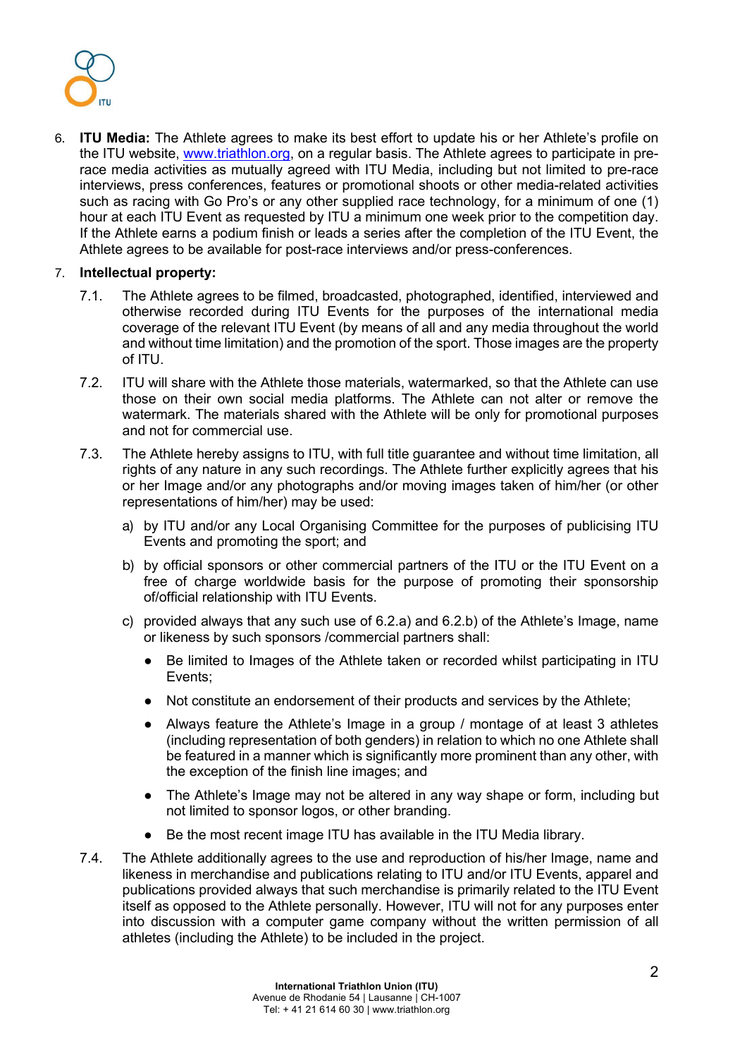6. **ITU Media:** The Athlete agrees to make its best effort to update his or her Athlete's profile on the ITU website, [www.triathlon.org](http://www.triathlon.org), on a regular basis. The Athlete agrees to participate in pre-race media activities as mutually agreed with ITU Media, including but not limited to pre-race interviews, press conferences, features or promotional shoots or other media-related activities such as racing with Go Pro's or any other supplied race technology, for a minimum of one (1) hour at each ITU Event as requested by ITU a minimum one week prior to the competition day. If the Athlete earns a podium finish or leads a series after the completion of the ITU Event, the Athlete agrees to be available for post-race interviews and/or press-conferences.

7. **Intellectual property:**

   7.1. The Athlete agrees to be filmed, broadcasted, photographed, identified, interviewed and otherwise recorded during ITU Events for the purposes of the international media coverage of the relevant ITU Event (by means of all and any media throughout the world and without time limitation) and the promotion of the sport. Those images are the property of ITU.

   7.2. ITU will share with the Athlete those materials, watermarked, so that the Athlete can use those on their own social media platforms. The Athlete can not alter or remove the watermark. The materials shared with the Athlete will be only for promotional purposes and not for commercial use.

   7.3. The Athlete hereby assigns to ITU, with full title guarantee and without time limitation, all rights of any nature in any such recordings. The Athlete further explicitly agrees that his or her Image and/or any photographs and/or moving images taken of him/her (or other representations of him/her) may be used:

   a) by ITU and/or any Local Organising Committee for the purposes of publicising ITU Events and promoting the sport; and

   b) by official sponsors or other commercial partners of the ITU or the ITU Event on a free of charge worldwide basis for the purpose of promoting their sponsorship of/official relationship with ITU Events.

   c) provided always that any such use of 6.2.a) and 6.2.b) of the Athlete's Image, name or likeness by such sponsors /commercial partners shall:

      - Be limited to Images of the Athlete taken or recorded whilst participating in ITU Events;
      - Not constitute an endorsement of their products and services by the Athlete;
      - Always feature the Athlete's Image in a group / montage of at least 3 athletes (including representation of both genders) in relation to which no one Athlete shall be featured in a manner which is significantly more prominent than any other, with the exception of the finish line images; and
      - The Athlete's Image may not be altered in any way shape or form, including but not limited to sponsor logos, or other branding.
      - Be the most recent image ITU has available in the ITU Media library.

   7.4. The Athlete additionally agrees to the use and reproduction of his/her Image, name and likeness in merchandise and publications relating to ITU and/or ITU Events, apparel and publications provided always that such merchandise is primarily related to the ITU Event itself as opposed to the Athlete personally. However, ITU will not for any purposes enter into discussion with a computer game company without the written permission of all athletes (including the Athlete) to be included in the project.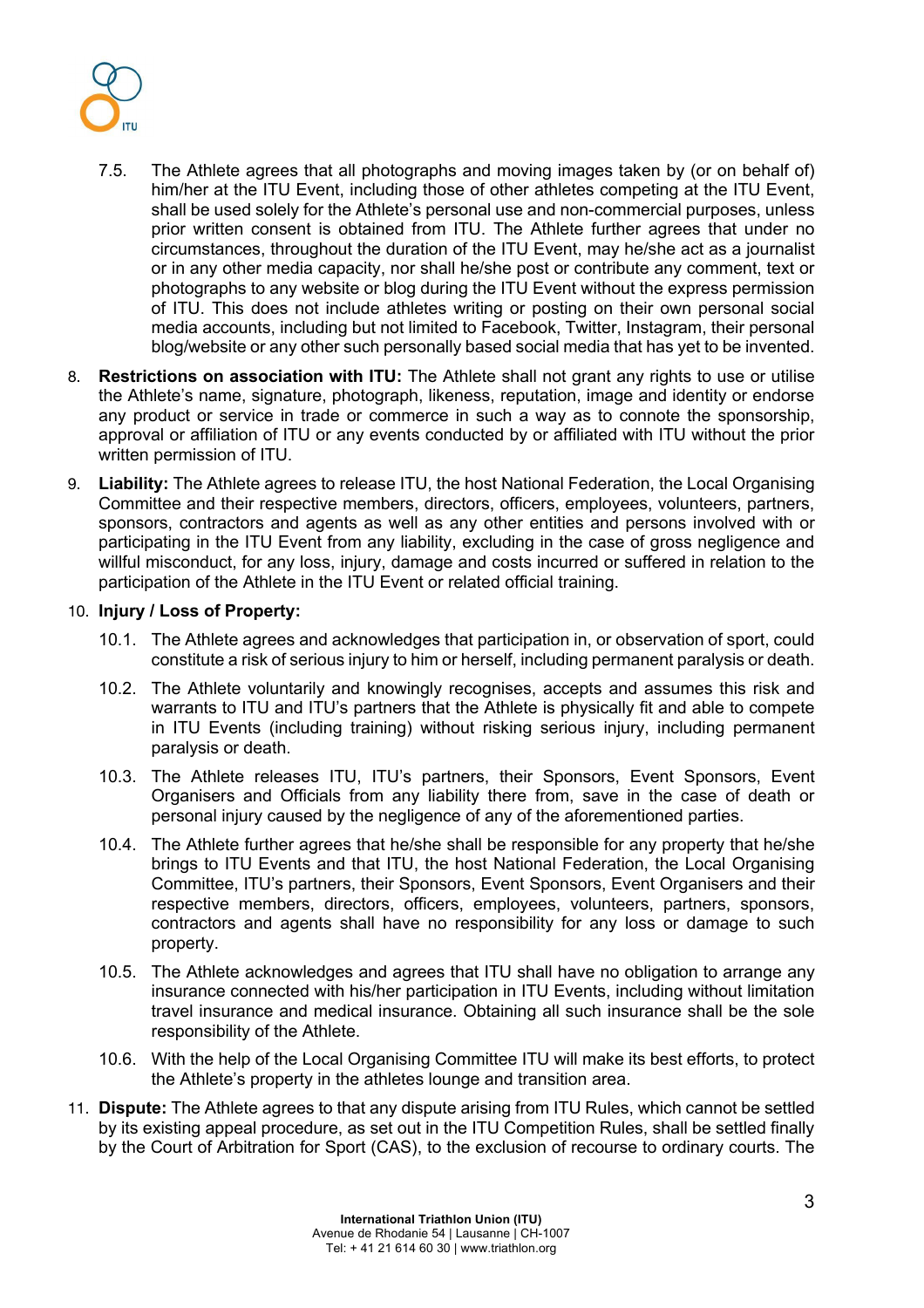7.5. The Athlete agrees that all photographs and moving images taken by (or on behalf of) him/her at the ITU Event, including those of other athletes competing at the ITU Event, shall be used solely for the Athlete's personal use and non-commercial purposes, unless prior written consent is obtained from ITU. The Athlete further agrees that under no circumstances, throughout the duration of the ITU Event, may he/she act as a journalist or in any other media capacity, nor shall he/she post or contribute any comment, text or photographs to any website or blog during the ITU Event without the express permission of ITU. This does not include athletes writing or posting on their own personal social media accounts, including but not limited to Facebook, Twitter, Instagram, their personal blog/website or any other such personally based social media that has yet to be invented.

8. **Restrictions on association with ITU:** The Athlete shall not grant any rights to use or utilise the Athlete's name, signature, photograph, likeness, reputation, image and identity or endorse any product or service in trade or commerce in such a way as to connote the sponsorship, approval or affiliation of ITU or any events conducted by or affiliated with ITU without the prior written permission of ITU.

9. **Liability:** The Athlete agrees to release ITU, the host National Federation, the Local Organising Committee and their respective members, directors, officers, employees, volunteers, partners, sponsors, contractors and agents as well as any other entities and persons involved with or participating in the ITU Event from any liability, excluding in the case of gross negligence and willful misconduct, for any loss, injury, damage and costs incurred or suffered in relation to the participation of the Athlete in the ITU Event or related official training.

10. **Injury / Loss of Property:**

10.1. The Athlete agrees and acknowledges that participation in, or observation of sport, could constitute a risk of serious injury to him or herself, including permanent paralysis or death.

10.2. The Athlete voluntarily and knowingly recognises, accepts and assumes this risk and warrants to ITU and ITU's partners that the Athlete is physically fit and able to compete in ITU Events (including training) without risking serious injury, including permanent paralysis or death.

10.3. The Athlete releases ITU, ITU's partners, their Sponsors, Event Sponsors, Event Organisers and Officials from any liability there from, save in the case of death or personal injury caused by the negligence of any of the aforementioned parties.

10.4. The Athlete further agrees that he/she shall be responsible for any property that he/she brings to ITU Events and that ITU, the host National Federation, the Local Organising Committee, ITU's partners, their Sponsors, Event Sponsors, Event Organisers and their respective members, directors, officers, employees, volunteers, partners, sponsors, contractors and agents shall have no responsibility for any loss or damage to such property.

10.5. The Athlete acknowledges and agrees that ITU shall have no obligation to arrange any insurance connected with his/her participation in ITU Events, including without limitation travel insurance and medical insurance. Obtaining all such insurance shall be the sole responsibility of the Athlete.

10.6. With the help of the Local Organising Committee ITU will make its best efforts, to protect the Athlete's property in the athletes lounge and transition area.

11. **Dispute:** The Athlete agrees to that any dispute arising from ITU Rules, which cannot be settled by its existing appeal procedure, as set out in the ITU Competition Rules, shall be settled finally by the Court of Arbitration for Sport (CAS), to the exclusion of recourse to ordinary courts. The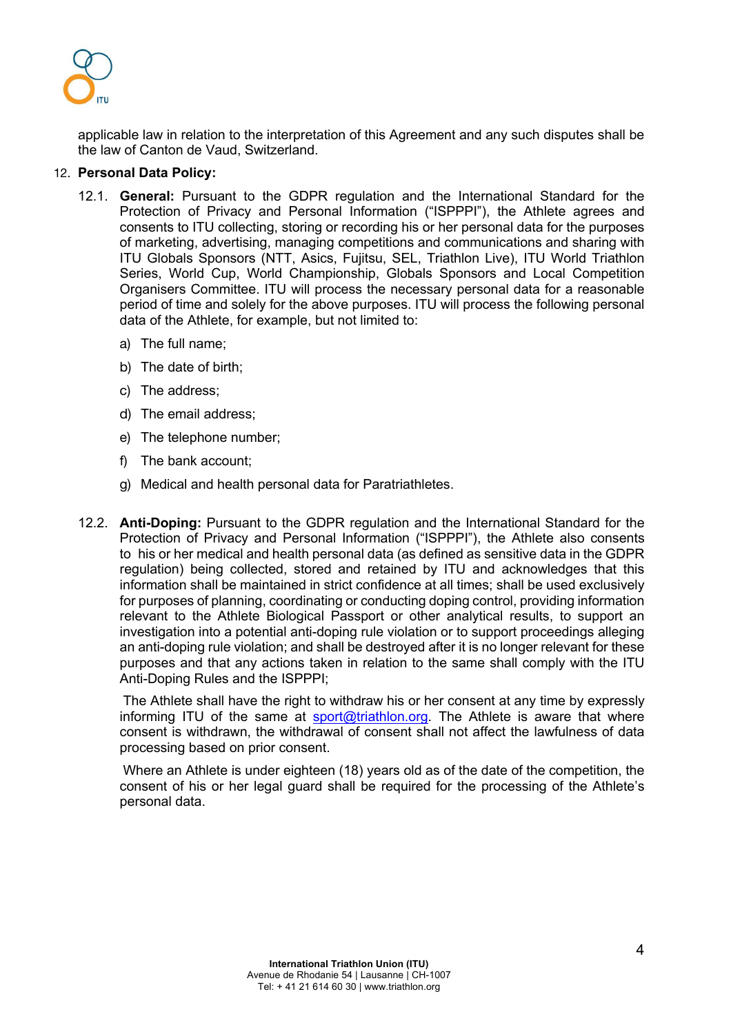applicable law in relation to the interpretation of this Agreement and any such disputes shall be the law of Canton de Vaud, Switzerland.

12. **Personal Data Policy:**

12.1. **General:** Pursuant to the GDPR regulation and the International Standard for the Protection of Privacy and Personal Information ("ISPPPI"), the Athlete agrees and consents to ITU collecting, storing or recording his or her personal data for the purposes of marketing, advertising, managing competitions and communications and sharing with ITU Globals Sponsors (NTT, Asics, Fujitsu, SEL, Triathlon Live), ITU World Triathlon Series, World Cup, World Championship, Globals Sponsors and Local Competition Organisers Committee. ITU will process the necessary personal data for a reasonable period of time and solely for the above purposes. ITU will process the following personal data of the Athlete, for example, but not limited to:

a) The full name;

b) The date of birth;

c) The address;

d) The email address;

e) The telephone number;

f) The bank account;

g) Medical and health personal data for Paratriathletes.

12.2. **Anti-Doping:** Pursuant to the GDPR regulation and the International Standard for the Protection of Privacy and Personal Information ("ISPPPI"), the Athlete also consents to his or her medical and health personal data (as defined as sensitive data in the GDPR regulation) being collected, stored and retained by ITU and acknowledges that this information shall be maintained in strict confidence at all times; shall be used exclusively for purposes of planning, coordinating or conducting doping control, providing information relevant to the Athlete Biological Passport or other analytical results, to support an investigation into a potential anti-doping rule violation or to support proceedings alleging an anti-doping rule violation; and shall be destroyed after it is no longer relevant for these purposes and that any actions taken in relation to the same shall comply with the ITU Anti-Doping Rules and the ISPPPI;

The Athlete shall have the right to withdraw his or her consent at any time by expressly informing ITU of the same at sport@triathlon.org. The Athlete is aware that where consent is withdrawn, the withdrawal of consent shall not affect the lawfulness of data processing based on prior consent.

Where an Athlete is under eighteen (18) years old as of the date of the competition, the consent of his or her legal guard shall be required for the processing of the Athlete's personal data.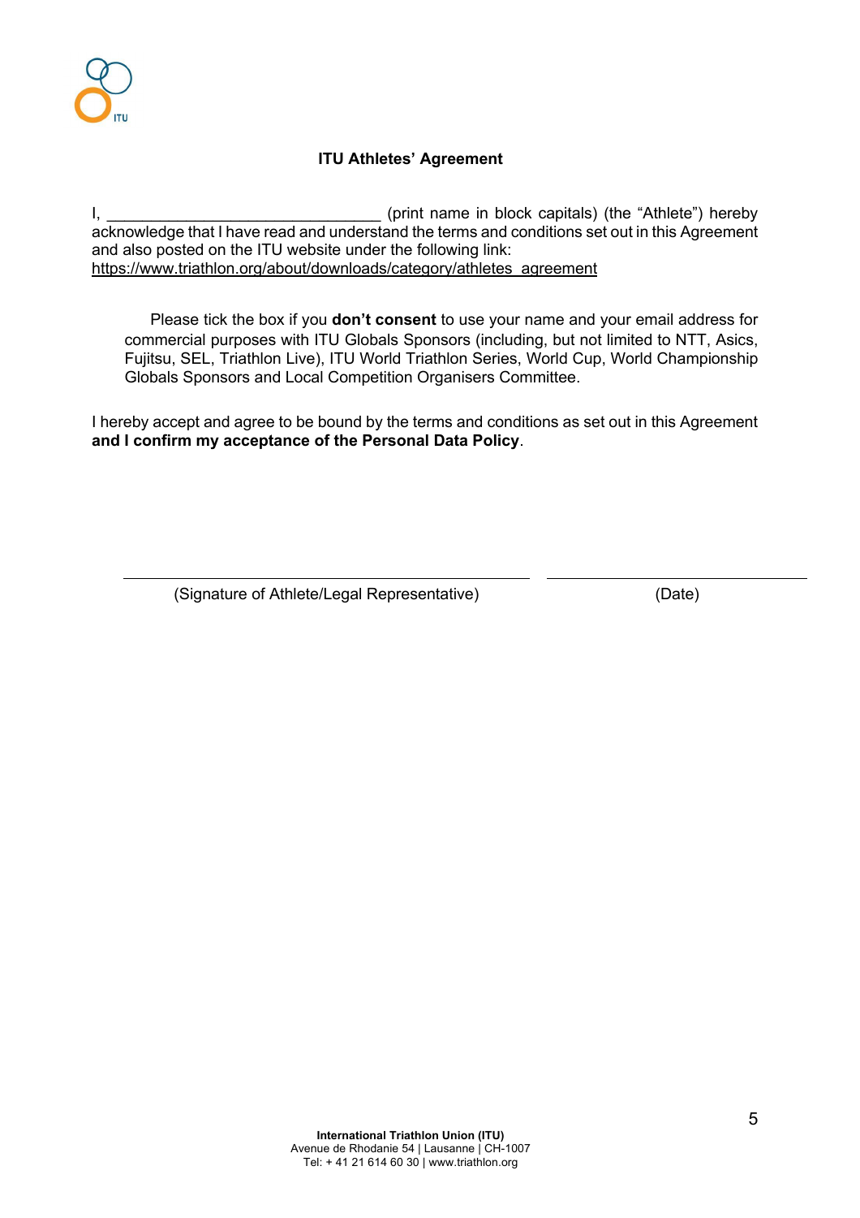**ITU Athletes' Agreement**

I, _______________________________ (print name in block capitals) (the "Athlete") hereby acknowledge that I have read and understand the terms and conditions set out in this Agreement and also posted on the ITU website under the following link: https://www.triathlon.org/about/downloads/category/athletes_agreement

Please tick the box if you **don't consent** to use your name and your email address for commercial purposes with ITU Globals Sponsors (including, but not limited to NTT, Asics, Fujitsu, SEL, Triathlon Live), ITU World Triathlon Series, World Cup, World Championship Globals Sponsors and Local Competition Organisers Committee.

I hereby accept and agree to be bound by the terms and conditions as set out in this Agreement **and I confirm my acceptance of the Personal Data Policy**.

_______________________________ (Signature of Athlete/Legal Representative)

_______________________________ (Date)

**International Triathlon Union (ITU)**
Avenue de Rhodanie 54 | Lausanne | CH-1007
Tel: + 41 21 614 60 30 | www.triathlon.org